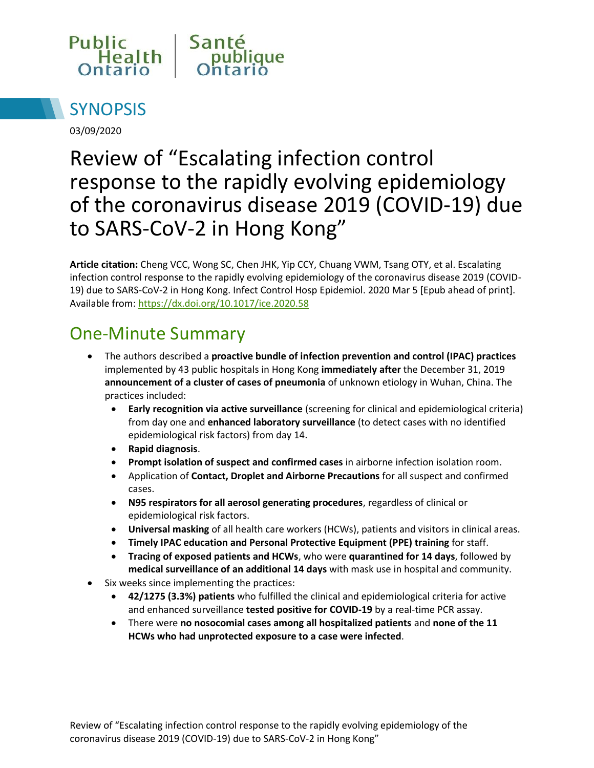Public Health Ontario | Santé publique Ontario

## SYNOPSIS

03/09/2020

# Review of “Escalating infection control response to the rapidly evolving epidemiology of the coronavirus disease 2019 (COVID-19) due to SARS-CoV-2 in Hong Kong”

**Article citation:** Cheng VCC, Wong SC, Chen JHK, Yip CCY, Chuang VWM, Tsang OTY, et al. Escalating infection control response to the rapidly evolving epidemiology of the coronavirus disease 2019 (COVID-19) due to SARS-CoV-2 in Hong Kong. Infect Control Hosp Epidemiol. 2020 Mar 5 [Epub ahead of print]. Available from: https://dx.doi.org/10.1017/ice.2020.58

## One-Minute Summary

- The authors described a **proactive bundle of infection prevention and control (IPAC) practices** implemented by 43 public hospitals in Hong Kong **immediately after** the December 31, 2019 **announcement of a cluster of cases of pneumonia** of unknown etiology in Wuhan, China. The practices included:
  - **Early recognition via active surveillance** (screening for clinical and epidemiological criteria) from day one and **enhanced laboratory surveillance** (to detect cases with no identified epidemiological risk factors) from day 14.
  - **Rapid diagnosis**.
  - **Prompt isolation of suspect and confirmed cases** in airborne infection isolation room.
  - Application of **Contact, Droplet and Airborne Precautions** for all suspect and confirmed cases.
  - **N95 respirators for all aerosol generating procedures**, regardless of clinical or epidemiological risk factors.
  - **Universal masking** of all health care workers (HCWs), patients and visitors in clinical areas.
  - **Timely IPAC education and Personal Protective Equipment (PPE) training** for staff.
  - **Tracing of exposed patients and HCWs**, who were **quarantined for 14 days**, followed by **medical surveillance of an additional 14 days** with mask use in hospital and community.
- Six weeks since implementing the practices:
  - **42/1275 (3.3%) patients** who fulfilled the clinical and epidemiological criteria for active and enhanced surveillance **tested positive for COVID-19** by a real-time PCR assay.
  - There were **no nosocomial cases among all hospitalized patients** and **none of the 11 HCWs who had unprotected exposure to a case were infected**.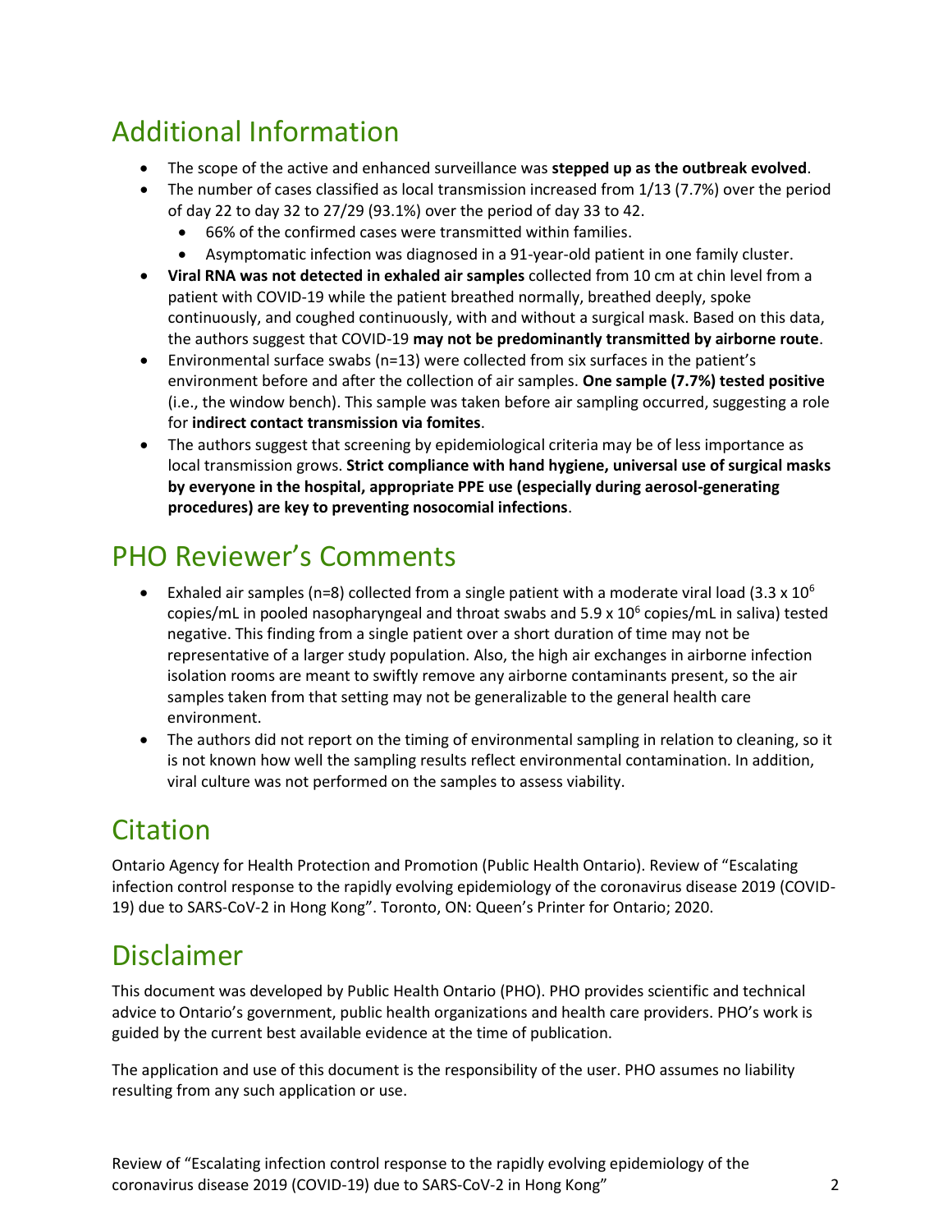## Additional Information

- The scope of the active and enhanced surveillance was **stepped up as the outbreak evolved**.
- The number of cases classified as local transmission increased from 1/13 (7.7%) over the period of day 22 to day 32 to 27/29 (93.1%) over the period of day 33 to 42.
  - 66% of the confirmed cases were transmitted within families.
  - Asymptomatic infection was diagnosed in a 91-year-old patient in one family cluster.
- **Viral RNA was not detected in exhaled air samples** collected from 10 cm at chin level from a patient with COVID-19 while the patient breathed normally, breathed deeply, spoke continuously, and coughed continuously, with and without a surgical mask. Based on this data, the authors suggest that COVID-19 **may not be predominantly transmitted by airborne route**.
- Environmental surface swabs (n=13) were collected from six surfaces in the patient's environment before and after the collection of air samples. **One sample (7.7%) tested positive** (i.e., the window bench). This sample was taken before air sampling occurred, suggesting a role for **indirect contact transmission via fomites**.
- The authors suggest that screening by epidemiological criteria may be of less importance as local transmission grows. **Strict compliance with hand hygiene, universal use of surgical masks by everyone in the hospital, appropriate PPE use (especially during aerosol-generating procedures) are key to preventing nosocomial infections**.

## PHO Reviewer's Comments

- Exhaled air samples (n=8) collected from a single patient with a moderate viral load ($3.3 \times 10^6$ copies/mL in pooled nasopharyngeal and throat swabs and $5.9 \times 10^6$ copies/mL in saliva) tested negative. This finding from a single patient over a short duration of time may not be representative of a larger study population. Also, the high air exchanges in airborne infection isolation rooms are meant to swiftly remove any airborne contaminants present, so the air samples taken from that setting may not be generalizable to the general health care environment.
- The authors did not report on the timing of environmental sampling in relation to cleaning, so it is not known how well the sampling results reflect environmental contamination. In addition, viral culture was not performed on the samples to assess viability.

## Citation

Ontario Agency for Health Protection and Promotion (Public Health Ontario). Review of "Escalating infection control response to the rapidly evolving epidemiology of the coronavirus disease 2019 (COVID-19) due to SARS-CoV-2 in Hong Kong". Toronto, ON: Queen's Printer for Ontario; 2020.

## Disclaimer

This document was developed by Public Health Ontario (PHO). PHO provides scientific and technical advice to Ontario's government, public health organizations and health care providers. PHO's work is guided by the current best available evidence at the time of publication.

The application and use of this document is the responsibility of the user. PHO assumes no liability resulting from any such application or use.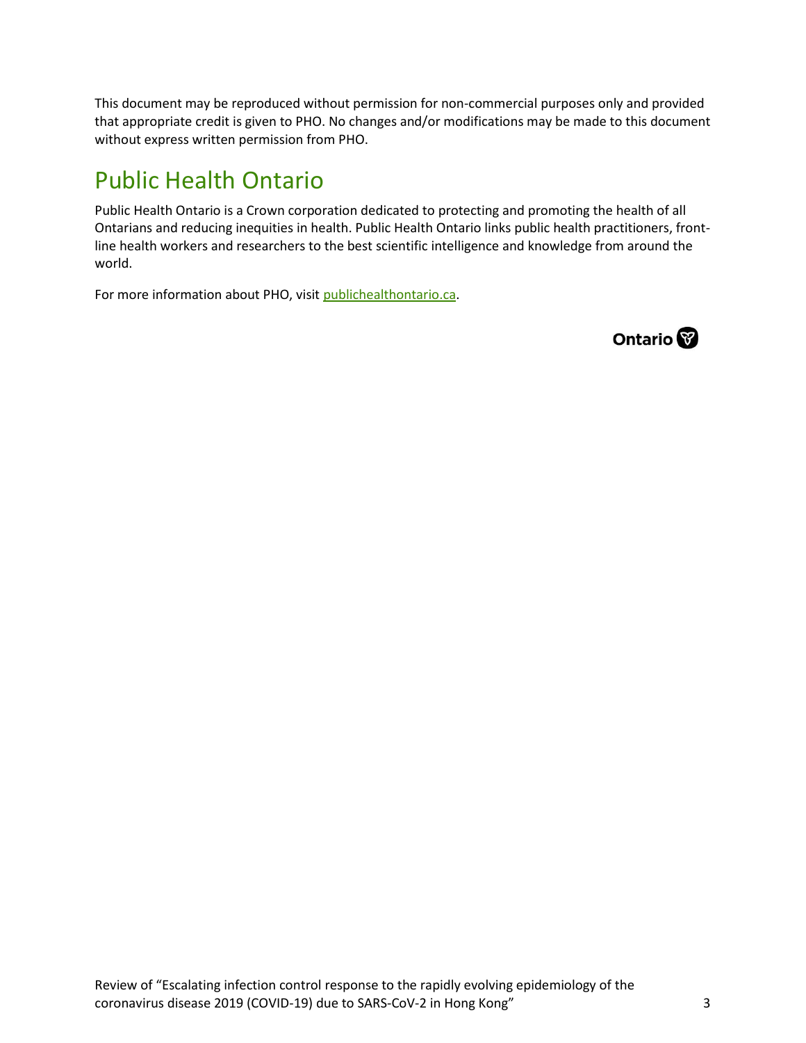This document may be reproduced without permission for non-commercial purposes only and provided that appropriate credit is given to PHO. No changes and/or modifications may be made to this document without express written permission from PHO.

## Public Health Ontario

Public Health Ontario is a Crown corporation dedicated to protecting and promoting the health of all Ontarians and reducing inequities in health. Public Health Ontario links public health practitioners, front-line health workers and researchers to the best scientific intelligence and knowledge from around the world.

For more information about PHO, visit [publichealthontario.ca](publichealthontario.ca).

Ontario